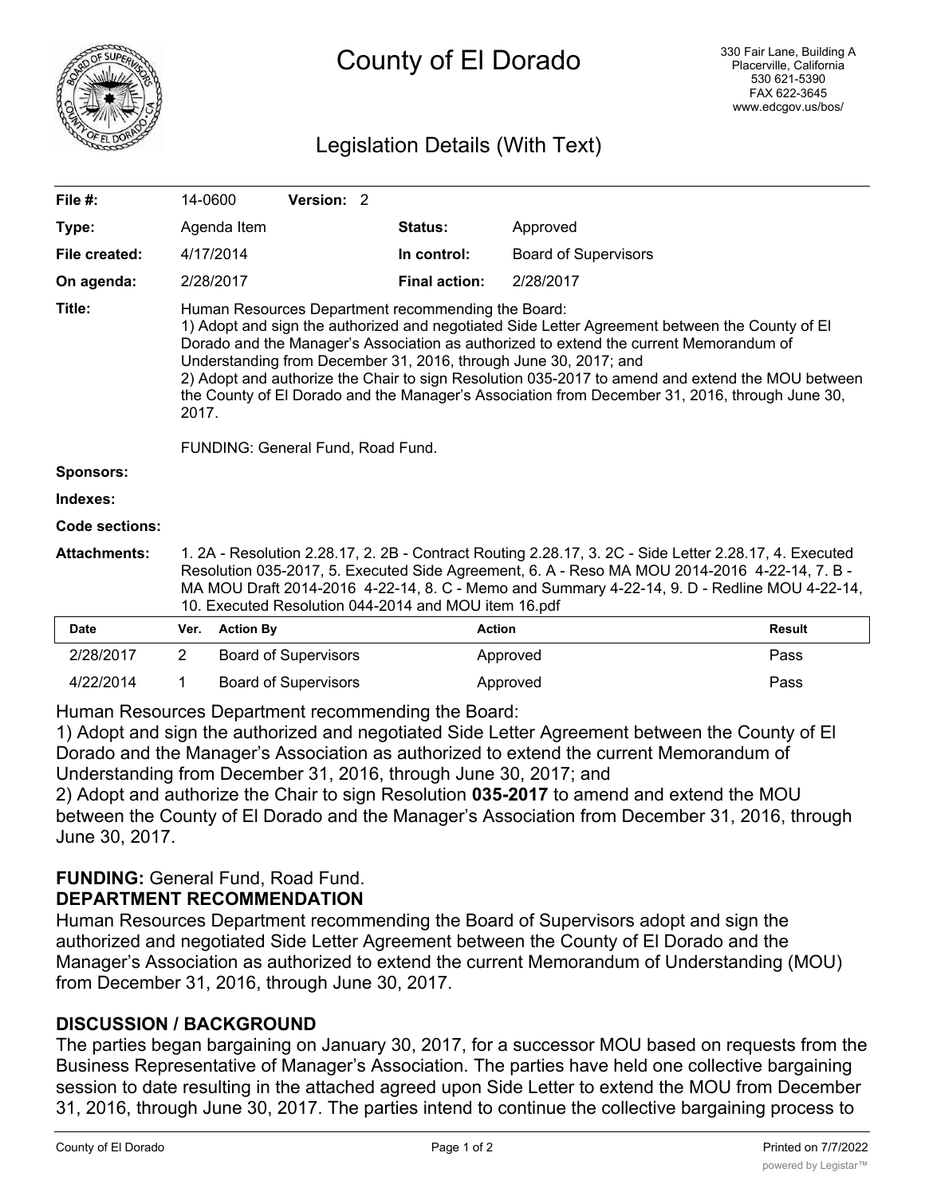# County of El Dorado

330 Fair Lane, Building A
Placerville, California
530 621-5390
FAX 622-3645
www.edcgov.us/bos/

## Legislation Details (With Text)

| | | | |
|---|---|---|---|
| **File #:** | 14-0600 **Version:** 2 | | |
| **Type:** | Agenda Item | **Status:** | Approved |
| **File created:** | 4/17/2014 | **In control:** | Board of Supervisors |
| **On agenda:** | 2/28/2017 | **Final action:** | 2/28/2017 |

**Title:** Human Resources Department recommending the Board:
1) Adopt and sign the authorized and negotiated Side Letter Agreement between the County of El Dorado and the Manager's Association as authorized to extend the current Memorandum of Understanding from December 31, 2016, through June 30, 2017; and
2) Adopt and authorize the Chair to sign Resolution 035-2017 to amend and extend the MOU between the County of El Dorado and the Manager's Association from December 31, 2016, through June 30, 2017.

FUNDING: General Fund, Road Fund.

**Sponsors:**

**Indexes:**

**Code sections:**

**Attachments:** 1. 2A - Resolution 2.28.17, 2. 2B - Contract Routing 2.28.17, 3. 2C - Side Letter 2.28.17, 4. Executed Resolution 035-2017, 5. Executed Side Agreement, 6. A - Reso MA MOU 2014-2016 4-22-14, 7. B - MA MOU Draft 2014-2016 4-22-14, 8. C - Memo and Summary 4-22-14, 9. D - Redline MOU 4-22-14, 10. Executed Resolution 044-2014 and MOU item 16.pdf

| Date | Ver. | Action By | Action | Result |
|---|---|---|---|---|
| 2/28/2017 | 2 | Board of Supervisors | Approved | Pass |
| 4/22/2014 | 1 | Board of Supervisors | Approved | Pass |

Human Resources Department recommending the Board:
1) Adopt and sign the authorized and negotiated Side Letter Agreement between the County of El Dorado and the Manager's Association as authorized to extend the current Memorandum of Understanding from December 31, 2016, through June 30, 2017; and
2) Adopt and authorize the Chair to sign Resolution **035-2017** to amend and extend the MOU between the County of El Dorado and the Manager's Association from December 31, 2016, through June 30, 2017.

**FUNDING:** General Fund, Road Fund.

**DEPARTMENT RECOMMENDATION**

Human Resources Department recommending the Board of Supervisors adopt and sign the authorized and negotiated Side Letter Agreement between the County of El Dorado and the Manager's Association as authorized to extend the current Memorandum of Understanding (MOU) from December 31, 2016, through June 30, 2017.

**DISCUSSION / BACKGROUND**

The parties began bargaining on January 30, 2017, for a successor MOU based on requests from the Business Representative of Manager's Association. The parties have held one collective bargaining session to date resulting in the attached agreed upon Side Letter to extend the MOU from December 31, 2016, through June 30, 2017. The parties intend to continue the collective bargaining process to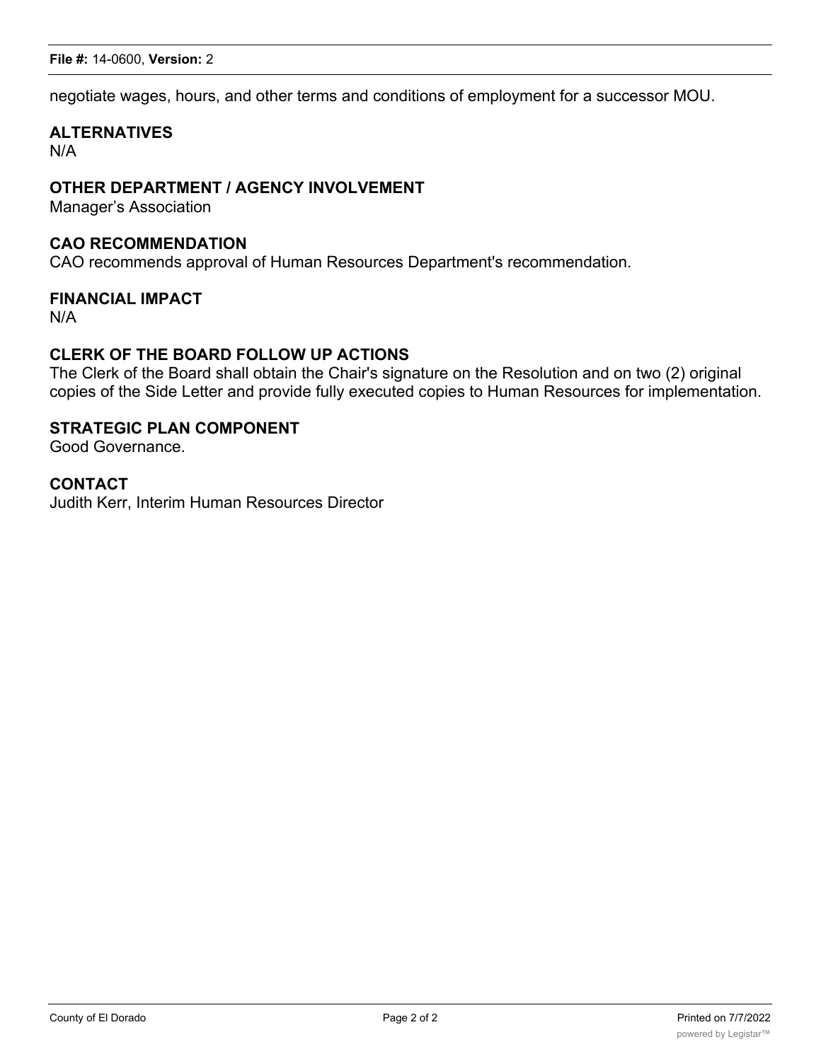negotiate wages, hours, and other terms and conditions of employment for a successor MOU.

## ALTERNATIVES
N/A

## OTHER DEPARTMENT / AGENCY INVOLVEMENT
Manager's Association

## CAO RECOMMENDATION
CAO recommends approval of Human Resources Department's recommendation.

## FINANCIAL IMPACT
N/A

## CLERK OF THE BOARD FOLLOW UP ACTIONS
The Clerk of the Board shall obtain the Chair's signature on the Resolution and on two (2) original copies of the Side Letter and provide fully executed copies to Human Resources for implementation.

## STRATEGIC PLAN COMPONENT
Good Governance.

## CONTACT
Judith Kerr, Interim Human Resources Director